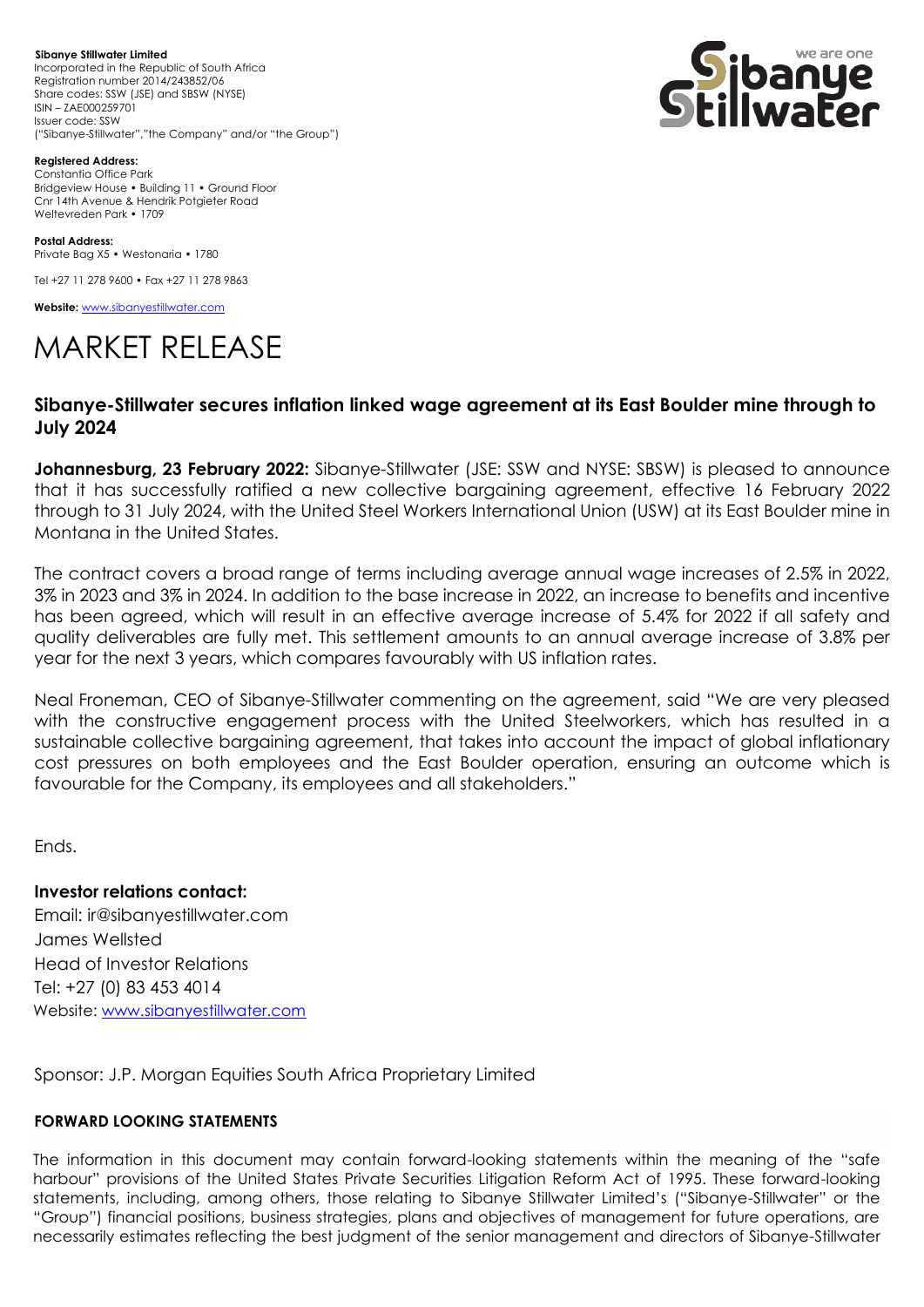**Sibanye Stillwater Limited**
Incorporated in the Republic of South Africa
Registration number 2014/243852/06
Share codes: SSW (JSE) and SBSW (NYSE)
ISIN – ZAE000259701
Issuer code: SSW
("Sibanye-Stillwater","the Company" and/or "the Group")

**Registered Address:**
Constantia Office Park
Bridgeview House • Building 11 • Ground Floor
Cnr 14th Avenue & Hendrik Potgieter Road
Weltevreden Park • 1709

**Postal Address:**
Private Bag X5 • Westonaria • 1780

Tel +27 11 278 9600 • Fax +27 11 278 9863

**Website:** www.sibanyestillwater.com

# MARKET RELEASE

## Sibanye-Stillwater secures inflation linked wage agreement at its East Boulder mine through to July 2024

**Johannesburg, 23 February 2022:** Sibanye-Stillwater (JSE: SSW and NYSE: SBSW) is pleased to announce that it has successfully ratified a new collective bargaining agreement, effective 16 February 2022 through to 31 July 2024, with the United Steel Workers International Union (USW) at its East Boulder mine in Montana in the United States.

The contract covers a broad range of terms including average annual wage increases of 2.5% in 2022, 3% in 2023 and 3% in 2024. In addition to the base increase in 2022, an increase to benefits and incentive has been agreed, which will result in an effective average increase of 5.4% for 2022 if all safety and quality deliverables are fully met. This settlement amounts to an annual average increase of 3.8% per year for the next 3 years, which compares favourably with US inflation rates.

Neal Froneman, CEO of Sibanye-Stillwater commenting on the agreement, said "We are very pleased with the constructive engagement process with the United Steelworkers, which has resulted in a sustainable collective bargaining agreement, that takes into account the impact of global inflationary cost pressures on both employees and the East Boulder operation, ensuring an outcome which is favourable for the Company, its employees and all stakeholders."

Ends.

**Investor relations contact:**
Email: ir@sibanyestillwater.com
James Wellsted
Head of Investor Relations
Tel: +27 (0) 83 453 4014
Website: www.sibanyestillwater.com

Sponsor: J.P. Morgan Equities South Africa Proprietary Limited

**FORWARD LOOKING STATEMENTS**

The information in this document may contain forward-looking statements within the meaning of the "safe harbour" provisions of the United States Private Securities Litigation Reform Act of 1995. These forward-looking statements, including, among others, those relating to Sibanye Stillwater Limited's ("Sibanye-Stillwater" or the "Group") financial positions, business strategies, plans and objectives of management for future operations, are necessarily estimates reflecting the best judgment of the senior management and directors of Sibanye-Stillwater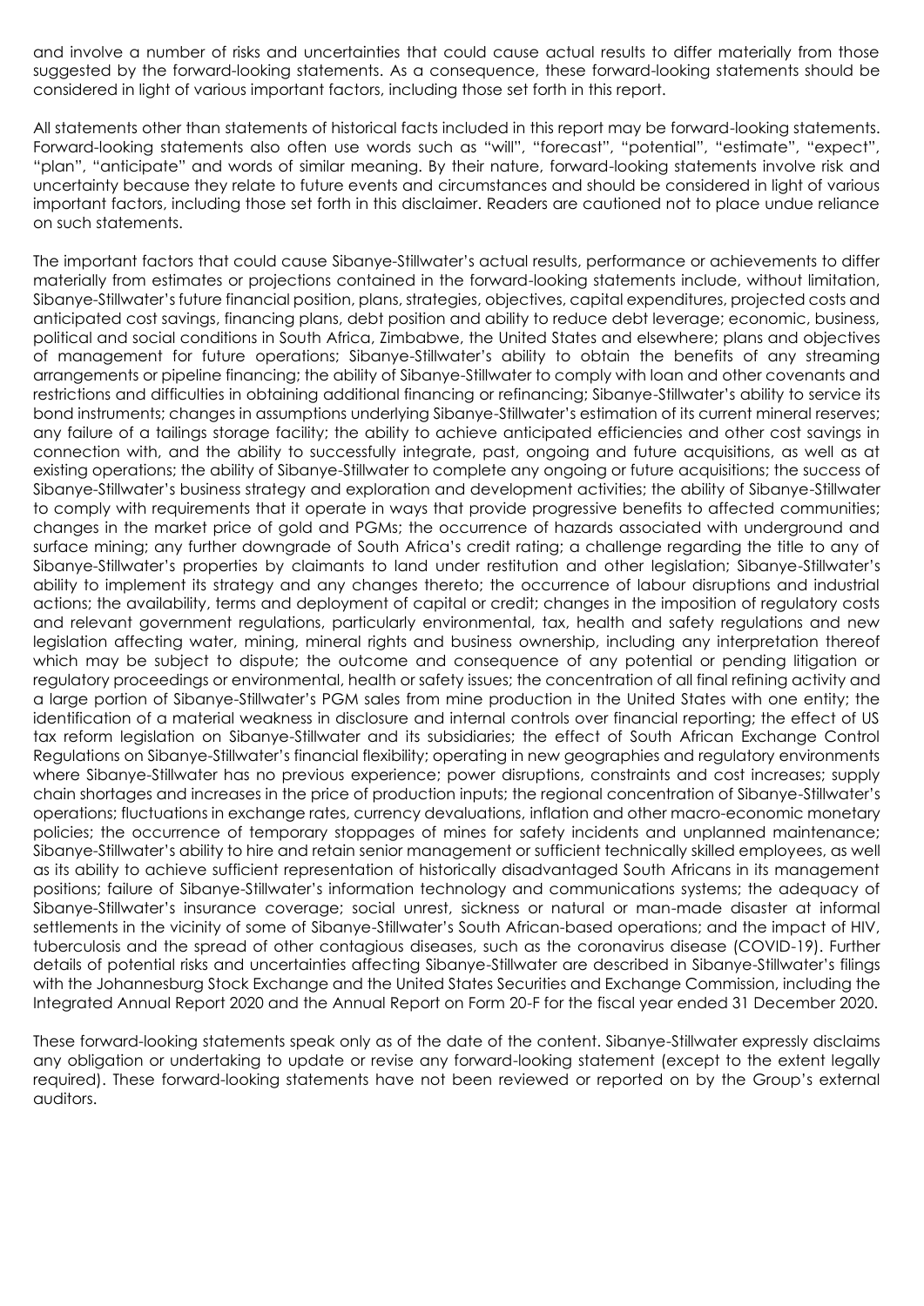and involve a number of risks and uncertainties that could cause actual results to differ materially from those suggested by the forward-looking statements. As a consequence, these forward-looking statements should be considered in light of various important factors, including those set forth in this report.

All statements other than statements of historical facts included in this report may be forward-looking statements. Forward-looking statements also often use words such as "will", "forecast", "potential", "estimate", "expect", "plan", "anticipate" and words of similar meaning. By their nature, forward-looking statements involve risk and uncertainty because they relate to future events and circumstances and should be considered in light of various important factors, including those set forth in this disclaimer. Readers are cautioned not to place undue reliance on such statements.

The important factors that could cause Sibanye-Stillwater's actual results, performance or achievements to differ materially from estimates or projections contained in the forward-looking statements include, without limitation, Sibanye-Stillwater's future financial position, plans, strategies, objectives, capital expenditures, projected costs and anticipated cost savings, financing plans, debt position and ability to reduce debt leverage; economic, business, political and social conditions in South Africa, Zimbabwe, the United States and elsewhere; plans and objectives of management for future operations; Sibanye-Stillwater's ability to obtain the benefits of any streaming arrangements or pipeline financing; the ability of Sibanye-Stillwater to comply with loan and other covenants and restrictions and difficulties in obtaining additional financing or refinancing; Sibanye-Stillwater's ability to service its bond instruments; changes in assumptions underlying Sibanye-Stillwater's estimation of its current mineral reserves; any failure of a tailings storage facility; the ability to achieve anticipated efficiencies and other cost savings in connection with, and the ability to successfully integrate, past, ongoing and future acquisitions, as well as at existing operations; the ability of Sibanye-Stillwater to complete any ongoing or future acquisitions; the success of Sibanye-Stillwater's business strategy and exploration and development activities; the ability of Sibanye-Stillwater to comply with requirements that it operate in ways that provide progressive benefits to affected communities; changes in the market price of gold and PGMs; the occurrence of hazards associated with underground and surface mining; any further downgrade of South Africa's credit rating; a challenge regarding the title to any of Sibanye-Stillwater's properties by claimants to land under restitution and other legislation; Sibanye-Stillwater's ability to implement its strategy and any changes thereto; the occurrence of labour disruptions and industrial actions; the availability, terms and deployment of capital or credit; changes in the imposition of regulatory costs and relevant government regulations, particularly environmental, tax, health and safety regulations and new legislation affecting water, mining, mineral rights and business ownership, including any interpretation thereof which may be subject to dispute; the outcome and consequence of any potential or pending litigation or regulatory proceedings or environmental, health or safety issues; the concentration of all final refining activity and a large portion of Sibanye-Stillwater's PGM sales from mine production in the United States with one entity; the identification of a material weakness in disclosure and internal controls over financial reporting; the effect of US tax reform legislation on Sibanye-Stillwater and its subsidiaries; the effect of South African Exchange Control Regulations on Sibanye-Stillwater's financial flexibility; operating in new geographies and regulatory environments where Sibanye-Stillwater has no previous experience; power disruptions, constraints and cost increases; supply chain shortages and increases in the price of production inputs; the regional concentration of Sibanye-Stillwater's operations; fluctuations in exchange rates, currency devaluations, inflation and other macro-economic monetary policies; the occurrence of temporary stoppages of mines for safety incidents and unplanned maintenance; Sibanye-Stillwater's ability to hire and retain senior management or sufficient technically skilled employees, as well as its ability to achieve sufficient representation of historically disadvantaged South Africans in its management positions; failure of Sibanye-Stillwater's information technology and communications systems; the adequacy of Sibanye-Stillwater's insurance coverage; social unrest, sickness or natural or man-made disaster at informal settlements in the vicinity of some of Sibanye-Stillwater's South African-based operations; and the impact of HIV, tuberculosis and the spread of other contagious diseases, such as the coronavirus disease (COVID-19). Further details of potential risks and uncertainties affecting Sibanye-Stillwater are described in Sibanye-Stillwater's filings with the Johannesburg Stock Exchange and the United States Securities and Exchange Commission, including the Integrated Annual Report 2020 and the Annual Report on Form 20-F for the fiscal year ended 31 December 2020.

These forward-looking statements speak only as of the date of the content. Sibanye-Stillwater expressly disclaims any obligation or undertaking to update or revise any forward-looking statement (except to the extent legally required). These forward-looking statements have not been reviewed or reported on by the Group's external auditors.